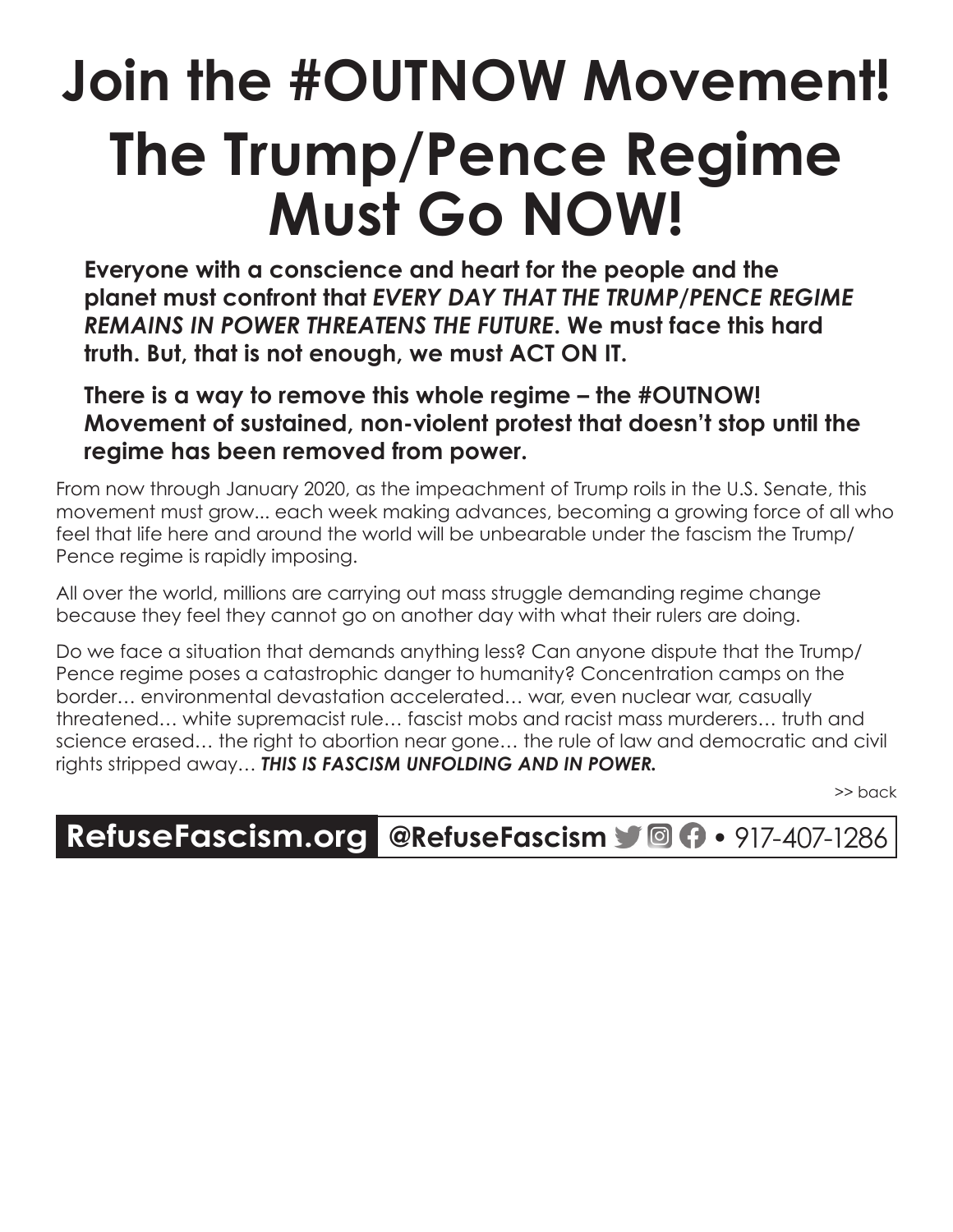# Join the #OUTNOW Movement!

# The Trump/Pence Regime Must Go NOW!

**Everyone with a conscience and heart for the people and the planet must confront that *EVERY DAY THAT THE TRUMP/PENCE REGIME REMAINS IN POWER THREATENS THE FUTURE*. We must face this hard truth. But, that is not enough, we must ACT ON IT.**

**There is a way to remove this whole regime – the #OUTNOW! Movement of sustained, non-violent protest that doesn't stop until the regime has been removed from power.**

From now through January 2020, as the impeachment of Trump roils in the U.S. Senate, this movement must grow... each week making advances, becoming a growing force of all who feel that life here and around the world will be unbearable under the fascism the Trump/Pence regime is rapidly imposing.

All over the world, millions are carrying out mass struggle demanding regime change because they feel they cannot go on another day with what their rulers are doing.

Do we face a situation that demands anything less? Can anyone dispute that the Trump/Pence regime poses a catastrophic danger to humanity? Concentration camps on the border… environmental devastation accelerated… war, even nuclear war, casually threatened… white supremacist rule… fascist mobs and racist mass murderers… truth and science erased… the right to abortion near gone… the rule of law and democratic and civil rights stripped away… ***THIS IS FASCISM UNFOLDING AND IN POWER.***

>> back

**RefuseFascism.org** **@RefuseFascism** • 917-407-1286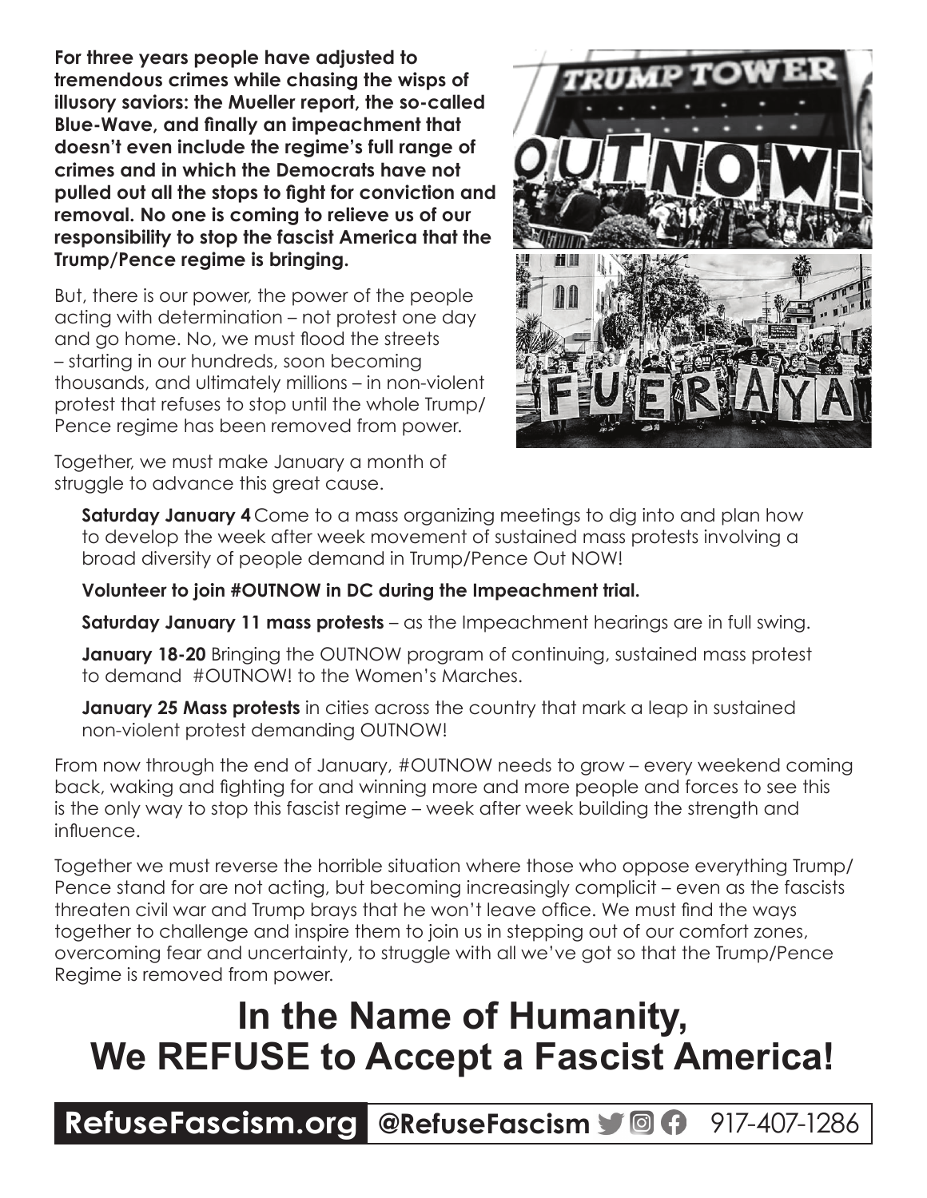**For three years people have adjusted to tremendous crimes while chasing the wisps of illusory saviors: the Mueller report, the so-called Blue-Wave, and finally an impeachment that doesn't even include the regime's full range of crimes and in which the Democrats have not pulled out all the stops to fight for conviction and removal. No one is coming to relieve us of our responsibility to stop the fascist America that the Trump/Pence regime is bringing.**

But, there is our power, the power of the people acting with determination – not protest one day and go home. No, we must flood the streets – starting in our hundreds, soon becoming thousands, and ultimately millions – in non-violent protest that refuses to stop until the whole Trump/Pence regime has been removed from power.

Together, we must make January a month of struggle to advance this great cause.

**Saturday January 4** Come to a mass organizing meetings to dig into and plan how to develop the week after week movement of sustained mass protests involving a broad diversity of people demand in Trump/Pence Out NOW!

**Volunteer to join #OUTNOW in DC during the Impeachment trial.**

**Saturday January 11 mass protests** – as the Impeachment hearings are in full swing.

**January 18-20** Bringing the OUTNOW program of continuing, sustained mass protest to demand #OUTNOW! to the Women's Marches.

**January 25 Mass protests** in cities across the country that mark a leap in sustained non-violent protest demanding OUTNOW!

From now through the end of January, #OUTNOW needs to grow – every weekend coming back, waking and fighting for and winning more and more people and forces to see this is the only way to stop this fascist regime – week after week building the strength and influence.

Together we must reverse the horrible situation where those who oppose everything Trump/Pence stand for are not acting, but becoming increasingly complicit – even as the fascists threaten civil war and Trump brays that he won't leave office. We must find the ways together to challenge and inspire them to join us in stepping out of our comfort zones, overcoming fear and uncertainty, to struggle with all we've got so that the Trump/Pence Regime is removed from power.

# In the Name of Humanity, We REFUSE to Accept a Fascist America!

**RefuseFascism.org** **@RefuseFascism** 917-407-1286